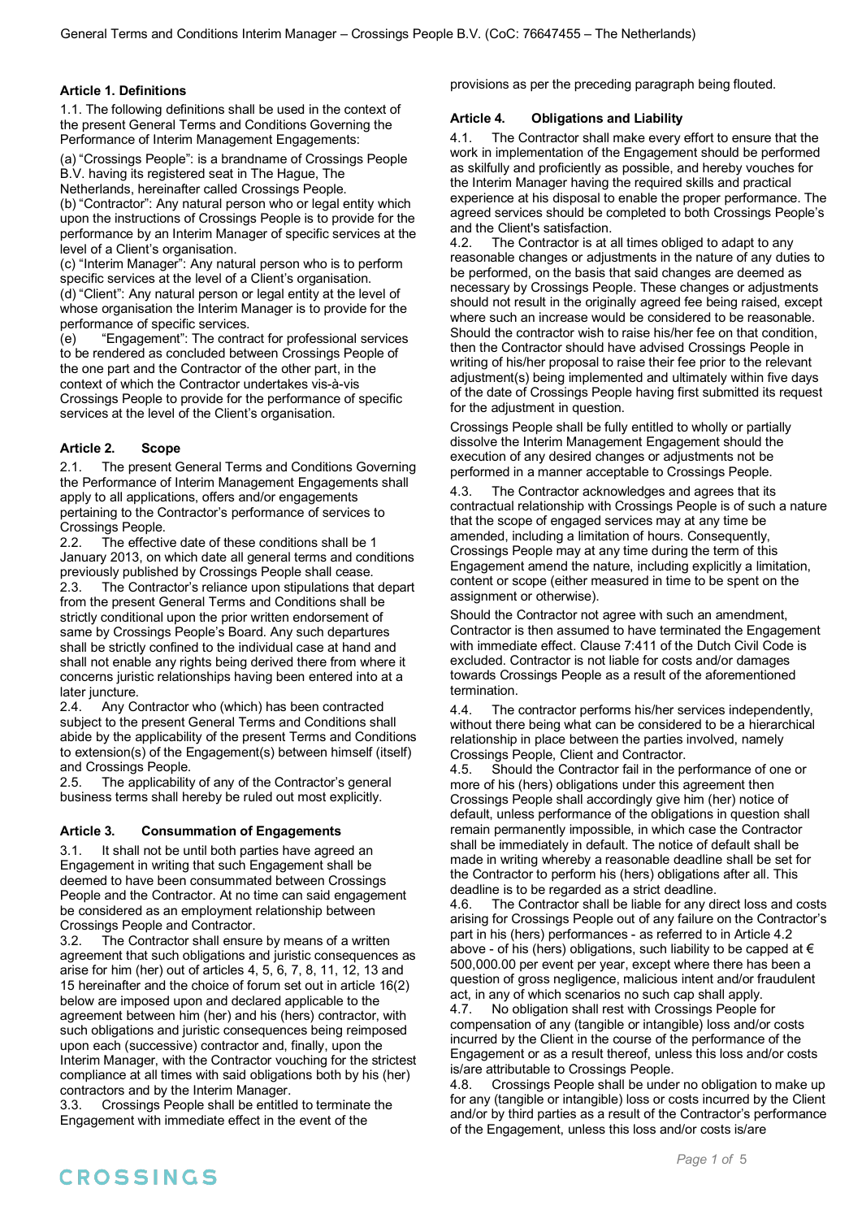## Article 1. Definitions

1.1. The following definitions shall be used in the context of the present General Terms and Conditions Governing the Performance of Interim Management Engagements:

(a) "Crossings People": is a brandname of Crossings People B.V. having its registered seat in The Hague, The Netherlands, hereinafter called Crossings People.
(b) "Contractor": Any natural person who or legal entity which upon the instructions of Crossings People is to provide for the performance by an Interim Manager of specific services at the level of a Client's organisation.
(c) "Interim Manager": Any natural person who is to perform specific services at the level of a Client's organisation.
(d) "Client": Any natural person or legal entity at the level of whose organisation the Interim Manager is to provide for the performance of specific services.
(e) "Engagement": The contract for professional services to be rendered as concluded between Crossings People of the one part and the Contractor of the other part, in the context of which the Contractor undertakes vis-à-vis Crossings People to provide for the performance of specific services at the level of the Client's organisation.

## Article 2. Scope

2.1. The present General Terms and Conditions Governing the Performance of Interim Management Engagements shall apply to all applications, offers and/or engagements pertaining to the Contractor's performance of services to Crossings People.
2.2. The effective date of these conditions shall be 1 January 2013, on which date all general terms and conditions previously published by Crossings People shall cease.
2.3. The Contractor's reliance upon stipulations that depart from the present General Terms and Conditions shall be strictly conditional upon the prior written endorsement of same by Crossings People's Board. Any such departures shall be strictly confined to the individual case at hand and shall not enable any rights being derived there from where it concerns juristic relationships having been entered into at a later juncture.
2.4. Any Contractor who (which) has been contracted subject to the present General Terms and Conditions shall abide by the applicability of the present Terms and Conditions to extension(s) of the Engagement(s) between himself (itself) and Crossings People.
2.5. The applicability of any of the Contractor's general business terms shall hereby be ruled out most explicitly.

## Article 3. Consummation of Engagements

3.1. It shall not be until both parties have agreed an Engagement in writing that such Engagement shall be deemed to have been consummated between Crossings People and the Contractor. At no time can said engagement be considered as an employment relationship between Crossings People and Contractor.
3.2. The Contractor shall ensure by means of a written agreement that such obligations and juristic consequences as arise for him (her) out of articles 4, 5, 6, 7, 8, 11, 12, 13 and 15 hereinafter and the choice of forum set out in article 16(2) below are imposed upon and declared applicable to the agreement between him (her) and his (hers) contractor, with such obligations and juristic consequences being reimposed upon each (successive) contractor and, finally, upon the Interim Manager, with the Contractor vouching for the strictest compliance at all times with said obligations both by his (her) contractors and by the Interim Manager.
3.3. Crossings People shall be entitled to terminate the Engagement with immediate effect in the event of the provisions as per the preceding paragraph being flouted.

## Article 4. Obligations and Liability

4.1. The Contractor shall make every effort to ensure that the work in implementation of the Engagement should be performed as skilfully and proficiently as possible, and hereby vouches for the Interim Manager having the required skills and practical experience at his disposal to enable the proper performance. The agreed services should be completed to both Crossings People's and the Client's satisfaction.
4.2. The Contractor is at all times obliged to adapt to any reasonable changes or adjustments in the nature of any duties to be performed, on the basis that said changes are deemed as necessary by Crossings People. These changes or adjustments should not result in the originally agreed fee being raised, except where such an increase would be considered to be reasonable. Should the contractor wish to raise his/her fee on that condition, then the Contractor should have advised Crossings People in writing of his/her proposal to raise their fee prior to the relevant adjustment(s) being implemented and ultimately within five days of the date of Crossings People having first submitted its request for the adjustment in question.

Crossings People shall be fully entitled to wholly or partially dissolve the Interim Management Engagement should the execution of any desired changes or adjustments not be performed in a manner acceptable to Crossings People.

4.3. The Contractor acknowledges and agrees that its contractual relationship with Crossings People is of such a nature that the scope of engaged services may at any time be amended, including a limitation of hours. Consequently, Crossings People may at any time during the term of this Engagement amend the nature, including explicitly a limitation, content or scope (either measured in time to be spent on the assignment or otherwise).

Should the Contractor not agree with such an amendment, Contractor is then assumed to have terminated the Engagement with immediate effect. Clause 7:411 of the Dutch Civil Code is excluded. Contractor is not liable for costs and/or damages towards Crossings People as a result of the aforementioned termination.

4.4. The contractor performs his/her services independently, without there being what can be considered to be a hierarchical relationship in place between the parties involved, namely Crossings People, Client and Contractor.
4.5. Should the Contractor fail in the performance of one or more of his (hers) obligations under this agreement then Crossings People shall accordingly give him (her) notice of default, unless performance of the obligations in question shall remain permanently impossible, in which case the Contractor shall be immediately in default. The notice of default shall be made in writing whereby a reasonable deadline shall be set for the Contractor to perform his (hers) obligations after all. This deadline is to be regarded as a strict deadline.
4.6. The Contractor shall be liable for any direct loss and costs arising for Crossings People out of any failure on the Contractor's part in his (hers) performances - as referred to in Article 4.2 above - of his (hers) obligations, such liability to be capped at € 500,000.00 per event per year, except where there has been a question of gross negligence, malicious intent and/or fraudulent act, in any of which scenarios no such cap shall apply.
4.7. No obligation shall rest with Crossings People for compensation of any (tangible or intangible) loss and/or costs incurred by the Client in the course of the performance of the Engagement or as a result thereof, unless this loss and/or costs is/are attributable to Crossings People.
4.8. Crossings People shall be under no obligation to make up for any (tangible or intangible) loss or costs incurred by the Client and/or by third parties as a result of the Contractor's performance of the Engagement, unless this loss and/or costs is/are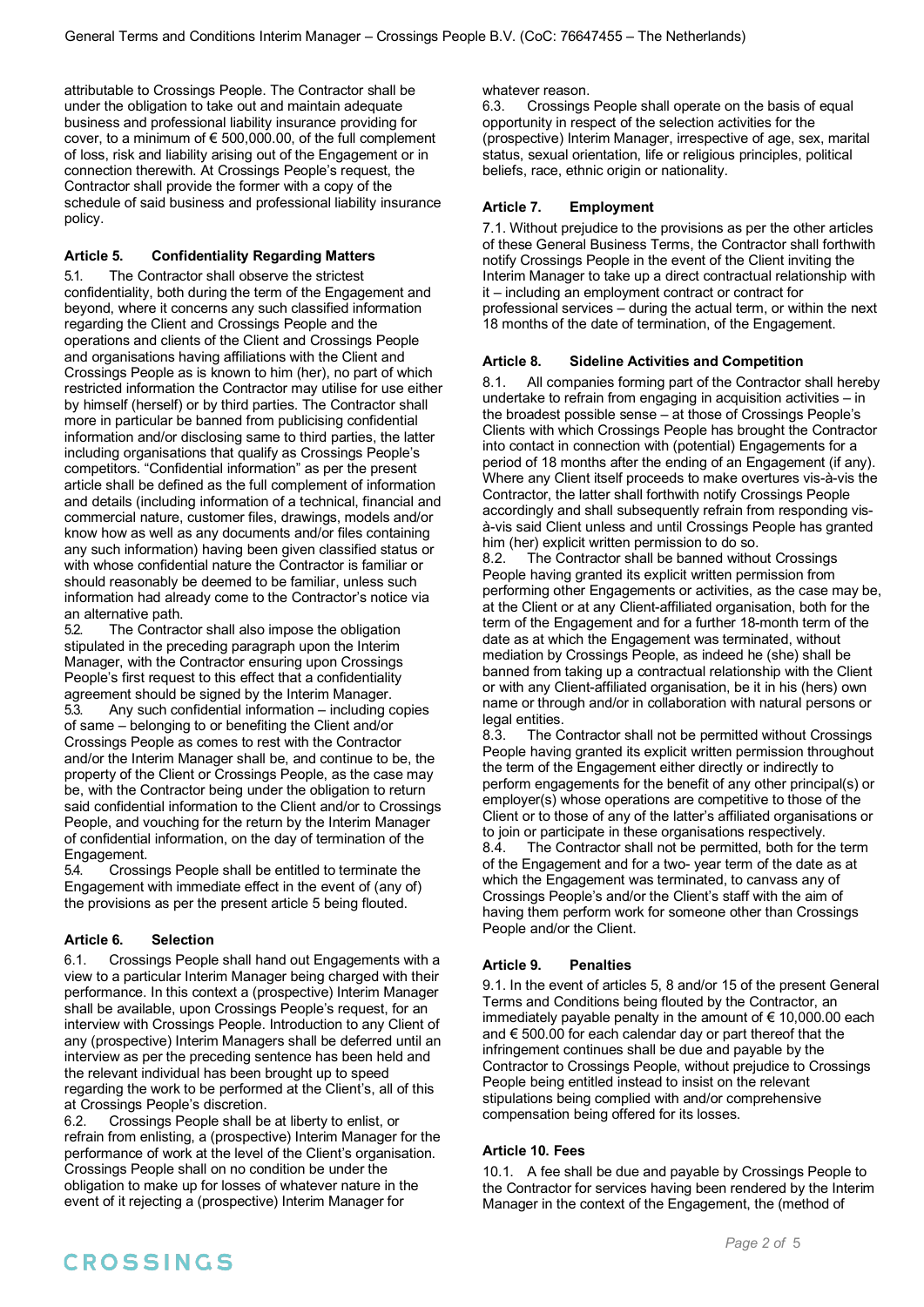attributable to Crossings People. The Contractor shall be under the obligation to take out and maintain adequate business and professional liability insurance providing for cover, to a minimum of € 500,000.00, of the full complement of loss, risk and liability arising out of the Engagement or in connection therewith. At Crossings People's request, the Contractor shall provide the former with a copy of the schedule of said business and professional liability insurance policy.

### Article 5. Confidentiality Regarding Matters

5.1. The Contractor shall observe the strictest confidentiality, both during the term of the Engagement and beyond, where it concerns any such classified information regarding the Client and Crossings People and the operations and clients of the Client and Crossings People and organisations having affiliations with the Client and Crossings People as is known to him (her), no part of which restricted information the Contractor may utilise for use either by himself (herself) or by third parties. The Contractor shall more in particular be banned from publicising confidential information and/or disclosing same to third parties, the latter including organisations that qualify as Crossings People's competitors. "Confidential information" as per the present article shall be defined as the full complement of information and details (including information of a technical, financial and commercial nature, customer files, drawings, models and/or know how as well as any documents and/or files containing any such information) having been given classified status or with whose confidential nature the Contractor is familiar or should reasonably be deemed to be familiar, unless such information had already come to the Contractor's notice via an alternative path.

5.2. The Contractor shall also impose the obligation stipulated in the preceding paragraph upon the Interim Manager, with the Contractor ensuring upon Crossings People's first request to this effect that a confidentiality agreement should be signed by the Interim Manager.

5.3. Any such confidential information – including copies of same – belonging to or benefiting the Client and/or Crossings People as comes to rest with the Contractor and/or the Interim Manager shall be, and continue to be, the property of the Client or Crossings People, as the case may be, with the Contractor being under the obligation to return said confidential information to the Client and/or to Crossings People, and vouching for the return by the Interim Manager of confidential information, on the day of termination of the Engagement.

5.4. Crossings People shall be entitled to terminate the Engagement with immediate effect in the event of (any of) the provisions as per the present article 5 being flouted.

### Article 6. Selection

6.1. Crossings People shall hand out Engagements with a view to a particular Interim Manager being charged with their performance. In this context a (prospective) Interim Manager shall be available, upon Crossings People's request, for an interview with Crossings People. Introduction to any Client of any (prospective) Interim Managers shall be deferred until an interview as per the preceding sentence has been held and the relevant individual has been brought up to speed regarding the work to be performed at the Client's, all of this at Crossings People's discretion.

6.2. Crossings People shall be at liberty to enlist, or refrain from enlisting, a (prospective) Interim Manager for the performance of work at the level of the Client's organisation. Crossings People shall on no condition be under the obligation to make up for losses of whatever nature in the event of it rejecting a (prospective) Interim Manager for whatever reason.

6.3. Crossings People shall operate on the basis of equal opportunity in respect of the selection activities for the (prospective) Interim Manager, irrespective of age, sex, marital status, sexual orientation, life or religious principles, political beliefs, race, ethnic origin or nationality.

### Article 7. Employment

7.1. Without prejudice to the provisions as per the other articles of these General Business Terms, the Contractor shall forthwith notify Crossings People in the event of the Client inviting the Interim Manager to take up a direct contractual relationship with it – including an employment contract or contract for professional services – during the actual term, or within the next 18 months of the date of termination, of the Engagement.

### Article 8. Sideline Activities and Competition

8.1. All companies forming part of the Contractor shall hereby undertake to refrain from engaging in acquisition activities – in the broadest possible sense – at those of Crossings People's Clients with which Crossings People has brought the Contractor into contact in connection with (potential) Engagements for a period of 18 months after the ending of an Engagement (if any). Where any Client itself proceeds to make overtures vis-à-vis the Contractor, the latter shall forthwith notify Crossings People accordingly and shall subsequently refrain from responding vis-à-vis said Client unless and until Crossings People has granted him (her) explicit written permission to do so.

8.2. The Contractor shall be banned without Crossings People having granted its explicit written permission from performing other Engagements or activities, as the case may be, at the Client or at any Client-affiliated organisation, both for the term of the Engagement and for a further 18-month term of the date as at which the Engagement was terminated, without mediation by Crossings People, as indeed he (she) shall be banned from taking up a contractual relationship with the Client or with any Client-affiliated organisation, be it in his (hers) own name or through and/or in collaboration with natural persons or legal entities.

8.3. The Contractor shall not be permitted without Crossings People having granted its explicit written permission throughout the term of the Engagement either directly or indirectly to perform engagements for the benefit of any other principal(s) or employer(s) whose operations are competitive to those of the Client or to those of any of the latter's affiliated organisations or to join or participate in these organisations respectively.

8.4. The Contractor shall not be permitted, both for the term of the Engagement and for a two- year term of the date as at which the Engagement was terminated, to canvass any of Crossings People's and/or the Client's staff with the aim of having them perform work for someone other than Crossings People and/or the Client.

### Article 9. Penalties

9.1. In the event of articles 5, 8 and/or 15 of the present General Terms and Conditions being flouted by the Contractor, an immediately payable penalty in the amount of € 10,000.00 each and € 500.00 for each calendar day or part thereof that the infringement continues shall be due and payable by the Contractor to Crossings People, without prejudice to Crossings People being entitled instead to insist on the relevant stipulations being complied with and/or comprehensive compensation being offered for its losses.

### Article 10. Fees

10.1. A fee shall be due and payable by Crossings People to the Contractor for services having been rendered by the Interim Manager in the context of the Engagement, the (method of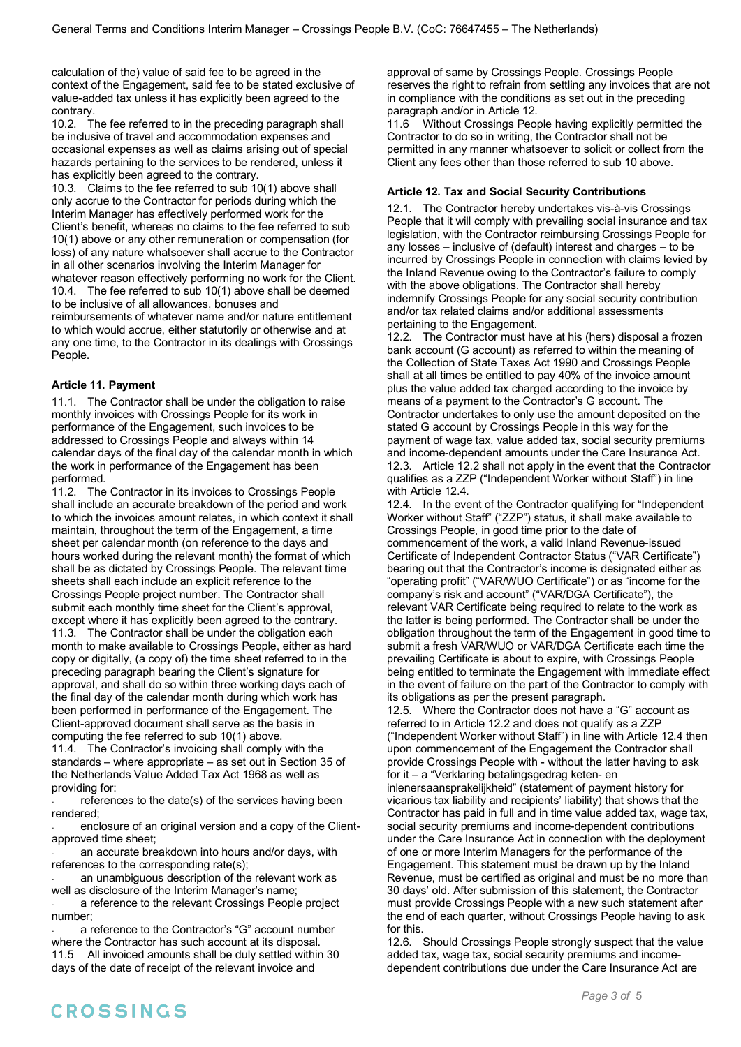calculation of the) value of said fee to be agreed in the context of the Engagement, said fee to be stated exclusive of value-added tax unless it has explicitly been agreed to the contrary.

10.2. The fee referred to in the preceding paragraph shall be inclusive of travel and accommodation expenses and occasional expenses as well as claims arising out of special hazards pertaining to the services to be rendered, unless it has explicitly been agreed to the contrary.

10.3. Claims to the fee referred to sub 10(1) above shall only accrue to the Contractor for periods during which the Interim Manager has effectively performed work for the Client's benefit, whereas no claims to the fee referred to sub 10(1) above or any other remuneration or compensation (for loss) of any nature whatsoever shall accrue to the Contractor in all other scenarios involving the Interim Manager for whatever reason effectively performing no work for the Client.

10.4. The fee referred to sub 10(1) above shall be deemed to be inclusive of all allowances, bonuses and reimbursements of whatever name and/or nature entitlement to which would accrue, either statutorily or otherwise and at any one time, to the Contractor in its dealings with Crossings People.

### Article 11. Payment

11.1. The Contractor shall be under the obligation to raise monthly invoices with Crossings People for its work in performance of the Engagement, such invoices to be addressed to Crossings People and always within 14 calendar days of the final day of the calendar month in which the work in performance of the Engagement has been performed.

11.2. The Contractor in its invoices to Crossings People shall include an accurate breakdown of the period and work to which the invoices amount relates, in which context it shall maintain, throughout the term of the Engagement, a time sheet per calendar month (on reference to the days and hours worked during the relevant month) the format of which shall be as dictated by Crossings People. The relevant time sheets shall each include an explicit reference to the Crossings People project number. The Contractor shall submit each monthly time sheet for the Client's approval, except where it has explicitly been agreed to the contrary.

11.3. The Contractor shall be under the obligation each month to make available to Crossings People, either as hard copy or digitally, (a copy of) the time sheet referred to in the preceding paragraph bearing the Client's signature for approval, and shall do so within three working days each of the final day of the calendar month during which work has been performed in performance of the Engagement. The Client-approved document shall serve as the basis in computing the fee referred to sub 10(1) above.

11.4. The Contractor's invoicing shall comply with the standards – where appropriate – as set out in Section 35 of the Netherlands Value Added Tax Act 1968 as well as providing for:

- references to the date(s) of the services having been rendered;
- enclosure of an original version and a copy of the Client-approved time sheet;
- an accurate breakdown into hours and/or days, with references to the corresponding rate(s);
- an unambiguous description of the relevant work as well as disclosure of the Interim Manager's name;
- a reference to the relevant Crossings People project number;
- a reference to the Contractor's "G" account number where the Contractor has such account at its disposal.

11.5 All invoiced amounts shall be duly settled within 30 days of the date of receipt of the relevant invoice and approval of same by Crossings People. Crossings People reserves the right to refrain from settling any invoices that are not in compliance with the conditions as set out in the preceding paragraph and/or in Article 12.

11.6 Without Crossings People having explicitly permitted the Contractor to do so in writing, the Contractor shall not be permitted in any manner whatsoever to solicit or collect from the Client any fees other than those referred to sub 10 above.

### Article 12. Tax and Social Security Contributions

12.1. The Contractor hereby undertakes vis-à-vis Crossings People that it will comply with prevailing social insurance and tax legislation, with the Contractor reimbursing Crossings People for any losses – inclusive of (default) interest and charges – to be incurred by Crossings People in connection with claims levied by the Inland Revenue owing to the Contractor's failure to comply with the above obligations. The Contractor shall hereby indemnify Crossings People for any social security contribution and/or tax related claims and/or additional assessments pertaining to the Engagement.

12.2. The Contractor must have at his (hers) disposal a frozen bank account (G account) as referred to within the meaning of the Collection of State Taxes Act 1990 and Crossings People shall at all times be entitled to pay 40% of the invoice amount plus the value added tax charged according to the invoice by means of a payment to the Contractor's G account. The Contractor undertakes to only use the amount deposited on the stated G account by Crossings People in this way for the payment of wage tax, value added tax, social security premiums and income-dependent amounts under the Care Insurance Act.

12.3. Article 12.2 shall not apply in the event that the Contractor qualifies as a ZZP ("Independent Worker without Staff") in line with Article 12.4.

12.4. In the event of the Contractor qualifying for "Independent Worker without Staff" ("ZZP") status, it shall make available to Crossings People, in good time prior to the date of commencement of the work, a valid Inland Revenue-issued Certificate of Independent Contractor Status ("VAR Certificate") bearing out that the Contractor's income is designated either as "operating profit" ("VAR/WUO Certificate") or as "income for the company's risk and account" ("VAR/DGA Certificate"), the relevant VAR Certificate being required to relate to the work as the latter is being performed. The Contractor shall be under the obligation throughout the term of the Engagement in good time to submit a fresh VAR/WUO or VAR/DGA Certificate each time the prevailing Certificate is about to expire, with Crossings People being entitled to terminate the Engagement with immediate effect in the event of failure on the part of the Contractor to comply with its obligations as per the present paragraph.

12.5. Where the Contractor does not have a "G" account as referred to in Article 12.2 and does not qualify as a ZZP ("Independent Worker without Staff") in line with Article 12.4 then upon commencement of the Engagement the Contractor shall provide Crossings People with - without the latter having to ask for it – a "Verklaring betalingsgedrag keten- en inlenersaansprakelijkheid" (statement of payment history for vicarious tax liability and recipients' liability) that shows that the Contractor has paid in full and in time value added tax, wage tax, social security premiums and income-dependent contributions under the Care Insurance Act in connection with the deployment of one or more Interim Managers for the performance of the Engagement. This statement must be drawn up by the Inland Revenue, must be certified as original and must be no more than 30 days' old. After submission of this statement, the Contractor must provide Crossings People with a new such statement after the end of each quarter, without Crossings People having to ask for this.

12.6. Should Crossings People strongly suspect that the value added tax, wage tax, social security premiums and income-dependent contributions due under the Care Insurance Act are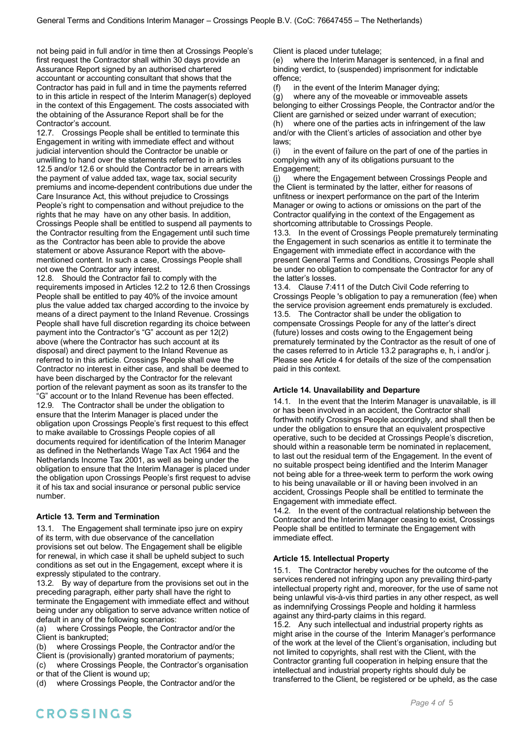not being paid in full and/or in time then at Crossings People's first request the Contractor shall within 30 days provide an Assurance Report signed by an authorised chartered accountant or accounting consultant that shows that the Contractor has paid in full and in time the payments referred to in this article in respect of the Interim Manager(s) deployed in the context of this Engagement. The costs associated with the obtaining of the Assurance Report shall be for the Contractor's account.

12.7. Crossings People shall be entitled to terminate this Engagement in writing with immediate effect and without judicial intervention should the Contractor be unable or unwilling to hand over the statements referred to in articles 12.5 and/or 12.6 or should the Contractor be in arrears with the payment of value added tax, wage tax, social security premiums and income-dependent contributions due under the Care Insurance Act, this without prejudice to Crossings People's right to compensation and without prejudice to the rights that he may have on any other basis. In addition, Crossings People shall be entitled to suspend all payments to the Contractor resulting from the Engagement until such time as the Contractor has been able to provide the above statement or above Assurance Report with the above-mentioned content. In such a case, Crossings People shall not owe the Contractor any interest.

12.8. Should the Contractor fail to comply with the requirements imposed in Articles 12.2 to 12.6 then Crossings People shall be entitled to pay 40% of the invoice amount plus the value added tax charged according to the invoice by means of a direct payment to the Inland Revenue. Crossings People shall have full discretion regarding its choice between payment into the Contractor's "G" account as per 12(2) above (where the Contractor has such account at its disposal) and direct payment to the Inland Revenue as referred to in this article. Crossings People shall owe the Contractor no interest in either case, and shall be deemed to have been discharged by the Contractor for the relevant portion of the relevant payment as soon as its transfer to the "G" account or to the Inland Revenue has been effected.

12.9. The Contractor shall be under the obligation to ensure that the Interim Manager is placed under the obligation upon Crossings People's first request to this effect to make available to Crossings People copies of all documents required for identification of the Interim Manager as defined in the Netherlands Wage Tax Act 1964 and the Netherlands Income Tax 2001, as well as being under the obligation to ensure that the Interim Manager is placed under the obligation upon Crossings People's first request to advise it of his tax and social insurance or personal public service number.

### Article 13. Term and Termination

13.1. The Engagement shall terminate ipso jure on expiry of its term, with due observance of the cancellation provisions set out below. The Engagement shall be eligible for renewal, in which case it shall be upheld subject to such conditions as set out in the Engagement, except where it is expressly stipulated to the contrary.

13.2. By way of departure from the provisions set out in the preceding paragraph, either party shall have the right to terminate the Engagement with immediate effect and without being under any obligation to serve advance written notice of default in any of the following scenarios:

(a) where Crossings People, the Contractor and/or the Client is bankrupted;
(b) where Crossings People, the Contractor and/or the Client is (provisionally) granted moratorium of payments;
(c) where Crossings People, the Contractor's organisation or that of the Client is wound up;
(d) where Crossings People, the Contractor and/or the Client is placed under tutelage;
(e) where the Interim Manager is sentenced, in a final and binding verdict, to (suspended) imprisonment for indictable offence;
(f) in the event of the Interim Manager dying;
(g) where any of the moveable or immoveable assets belonging to either Crossings People, the Contractor and/or the Client are garnished or seized under warrant of execution;
(h) where one of the parties acts in infringement of the law and/or with the Client's articles of association and other bye laws;
(i) in the event of failure on the part of one of the parties in complying with any of its obligations pursuant to the Engagement;
(j) where the Engagement between Crossings People and the Client is terminated by the latter, either for reasons of unfitness or inexpert performance on the part of the Interim Manager or owing to actions or omissions on the part of the Contractor qualifying in the context of the Engagement as shortcoming attributable to Crossings People.

13.3. In the event of Crossings People prematurely terminating the Engagement in such scenarios as entitle it to terminate the Engagement with immediate effect in accordance with the present General Terms and Conditions, Crossings People shall be under no obligation to compensate the Contractor for any of the latter's losses.

13.4. Clause 7:411 of the Dutch Civil Code referring to Crossings People 's obligation to pay a remuneration (fee) when the service provision agreement ends prematurely is excluded.

13.5. The Contractor shall be under the obligation to compensate Crossings People for any of the latter's direct (future) losses and costs owing to the Engagement being prematurely terminated by the Contractor as the result of one of the cases referred to in Article 13.2 paragraphs e, h, i and/or j. Please see Article 4 for details of the size of the compensation paid in this context.

### Article 14. Unavailability and Departure

14.1. In the event that the Interim Manager is unavailable, is ill or has been involved in an accident, the Contractor shall forthwith notify Crossings People accordingly, and shall then be under the obligation to ensure that an equivalent prospective operative, such to be decided at Crossings People's discretion, should within a reasonable term be nominated in replacement, to last out the residual term of the Engagement. In the event of no suitable prospect being identified and the Interim Manager not being able for a three-week term to perform the work owing to his being unavailable or ill or having been involved in an accident, Crossings People shall be entitled to terminate the Engagement with immediate effect.

14.2. In the event of the contractual relationship between the Contractor and the Interim Manager ceasing to exist, Crossings People shall be entitled to terminate the Engagement with immediate effect.

### Article 15. Intellectual Property

15.1. The Contractor hereby vouches for the outcome of the services rendered not infringing upon any prevailing third-party intellectual property right and, moreover, for the use of same not being unlawful vis-à-vis third parties in any other respect, as well as indemnifying Crossings People and holding it harmless against any third-party claims in this regard.

15.2. Any such intellectual and industrial property rights as might arise in the course of the Interim Manager's performance of the work at the level of the Client's organisation, including but not limited to copyrights, shall rest with the Client, with the Contractor granting full cooperation in helping ensure that the intellectual and industrial property rights should duly be transferred to the Client, be registered or be upheld, as the case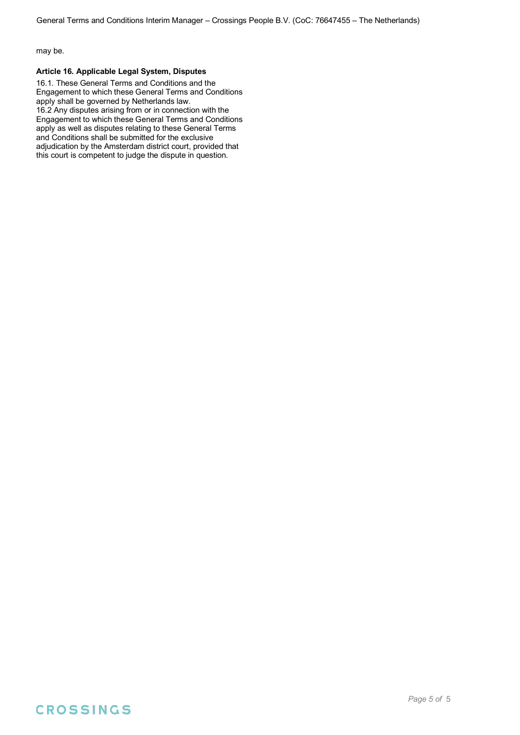may be.

**Article 16. Applicable Legal System, Disputes**

16.1. These General Terms and Conditions and the Engagement to which these General Terms and Conditions apply shall be governed by Netherlands law.
16.2 Any disputes arising from or in connection with the Engagement to which these General Terms and Conditions apply as well as disputes relating to these General Terms and Conditions shall be submitted for the exclusive adjudication by the Amsterdam district court, provided that this court is competent to judge the dispute in question.